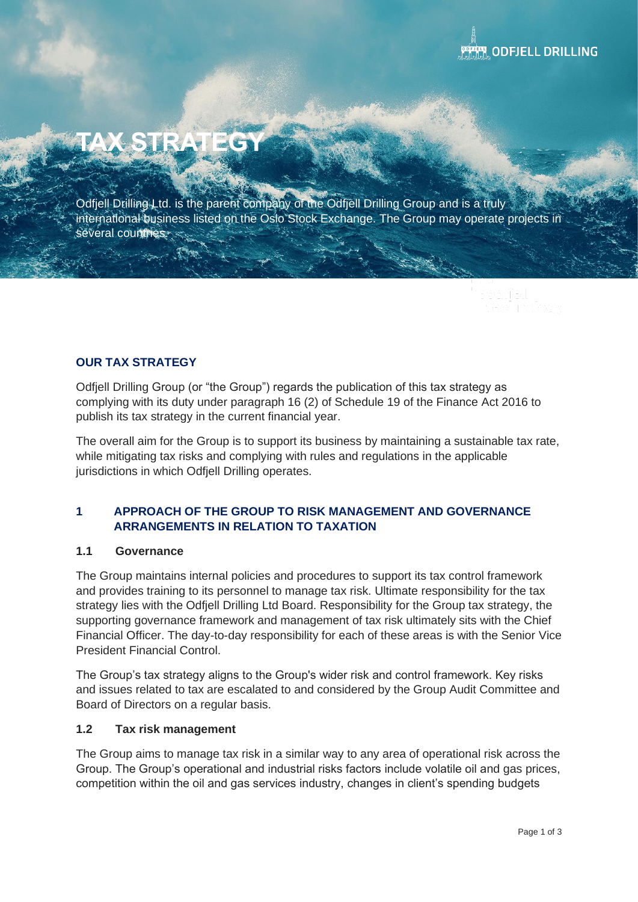# TAX STRATEGY

Odfjell Drilling Ltd. is the parent company of the Odfjell Drilling Group and is a truly international business listed on the Oslo Stock Exchange. The Group may operate projects in several countries.

## OUR TAX STRATEGY

Odfjell Drilling Group (or "the Group") regards the publication of this tax strategy as complying with its duty under paragraph 16 (2) of Schedule 19 of the Finance Act 2016 to publish its tax strategy in the current financial year.

The overall aim for the Group is to support its business by maintaining a sustainable tax rate, while mitigating tax risks and complying with rules and regulations in the applicable jurisdictions in which Odfjell Drilling operates.

## 1 APPROACH OF THE GROUP TO RISK MANAGEMENT AND GOVERNANCE ARRANGEMENTS IN RELATION TO TAXATION

### 1.1 Governance

The Group maintains internal policies and procedures to support its tax control framework and provides training to its personnel to manage tax risk. Ultimate responsibility for the tax strategy lies with the Odfjell Drilling Ltd Board. Responsibility for the Group tax strategy, the supporting governance framework and management of tax risk ultimately sits with the Chief Financial Officer. The day-to-day responsibility for each of these areas is with the Senior Vice President Financial Control.

The Group's tax strategy aligns to the Group's wider risk and control framework. Key risks and issues related to tax are escalated to and considered by the Group Audit Committee and Board of Directors on a regular basis.

### 1.2 Tax risk management

The Group aims to manage tax risk in a similar way to any area of operational risk across the Group. The Group's operational and industrial risks factors include volatile oil and gas prices, competition within the oil and gas services industry, changes in client's spending budgets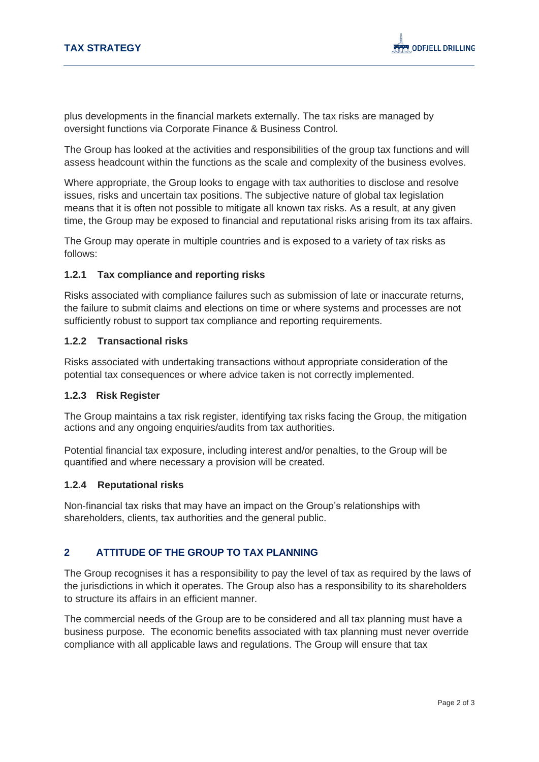plus developments in the financial markets externally. The tax risks are managed by oversight functions via Corporate Finance & Business Control.

The Group has looked at the activities and responsibilities of the group tax functions and will assess headcount within the functions as the scale and complexity of the business evolves.

Where appropriate, the Group looks to engage with tax authorities to disclose and resolve issues, risks and uncertain tax positions. The subjective nature of global tax legislation means that it is often not possible to mitigate all known tax risks. As a result, at any given time, the Group may be exposed to financial and reputational risks arising from its tax affairs.

The Group may operate in multiple countries and is exposed to a variety of tax risks as follows:

### 1.2.1 Tax compliance and reporting risks

Risks associated with compliance failures such as submission of late or inaccurate returns, the failure to submit claims and elections on time or where systems and processes are not sufficiently robust to support tax compliance and reporting requirements.

### 1.2.2 Transactional risks

Risks associated with undertaking transactions without appropriate consideration of the potential tax consequences or where advice taken is not correctly implemented.

### 1.2.3 Risk Register

The Group maintains a tax risk register, identifying tax risks facing the Group, the mitigation actions and any ongoing enquiries/audits from tax authorities.

Potential financial tax exposure, including interest and/or penalties, to the Group will be quantified and where necessary a provision will be created.

### 1.2.4 Reputational risks

Non-financial tax risks that may have an impact on the Group's relationships with shareholders, clients, tax authorities and the general public.

## 2 ATTITUDE OF THE GROUP TO TAX PLANNING

The Group recognises it has a responsibility to pay the level of tax as required by the laws of the jurisdictions in which it operates. The Group also has a responsibility to its shareholders to structure its affairs in an efficient manner.

The commercial needs of the Group are to be considered and all tax planning must have a business purpose. The economic benefits associated with tax planning must never override compliance with all applicable laws and regulations. The Group will ensure that tax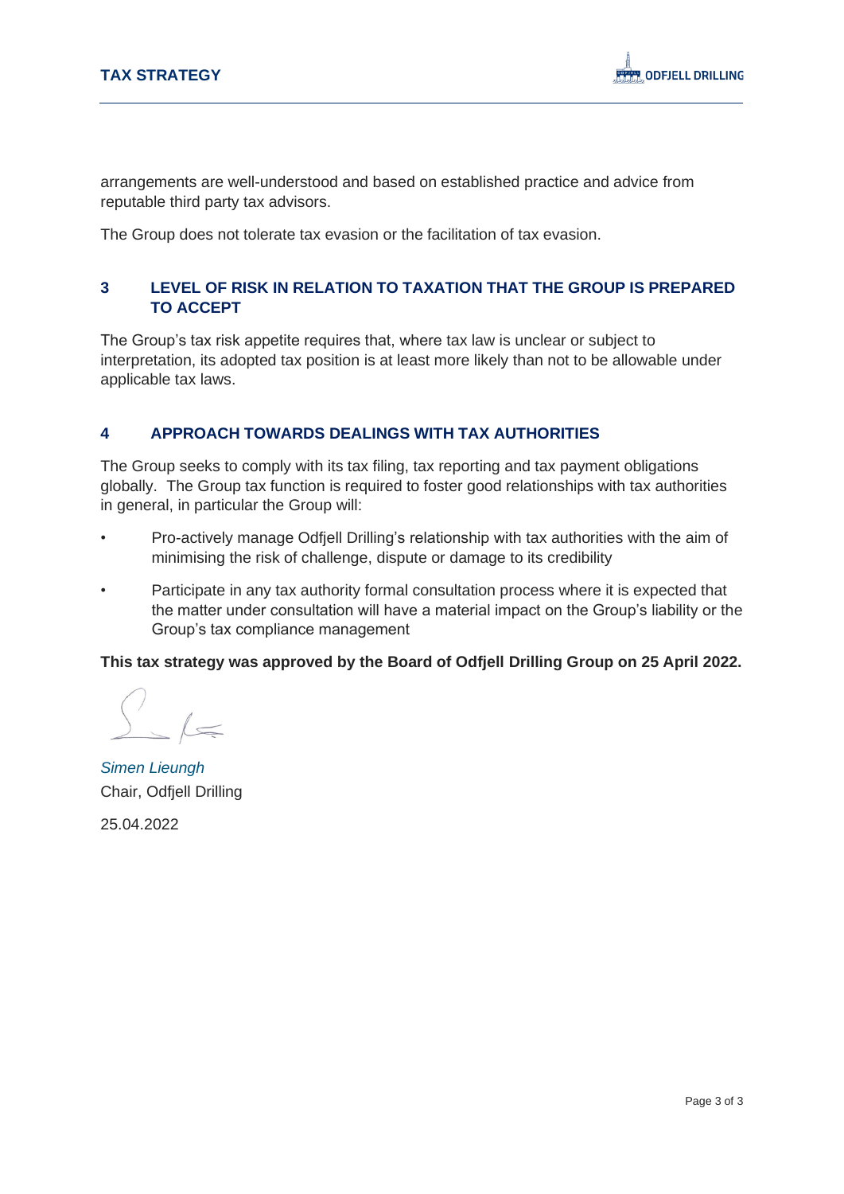arrangements are well-understood and based on established practice and advice from reputable third party tax advisors.

The Group does not tolerate tax evasion or the facilitation of tax evasion.

## 3 LEVEL OF RISK IN RELATION TO TAXATION THAT THE GROUP IS PREPARED TO ACCEPT

The Group's tax risk appetite requires that, where tax law is unclear or subject to interpretation, its adopted tax position is at least more likely than not to be allowable under applicable tax laws.

## 4 APPROACH TOWARDS DEALINGS WITH TAX AUTHORITIES

The Group seeks to comply with its tax filing, tax reporting and tax payment obligations globally. The Group tax function is required to foster good relationships with tax authorities in general, in particular the Group will:

- Pro-actively manage Odfjell Drilling's relationship with tax authorities with the aim of minimising the risk of challenge, dispute or damage to its credibility
- Participate in any tax authority formal consultation process where it is expected that the matter under consultation will have a material impact on the Group's liability or the Group's tax compliance management

**This tax strategy was approved by the Board of Odfjell Drilling Group on 25 April 2022.**

*Simen Lieungh*
Chair, Odfjell Drilling

25.04.2022